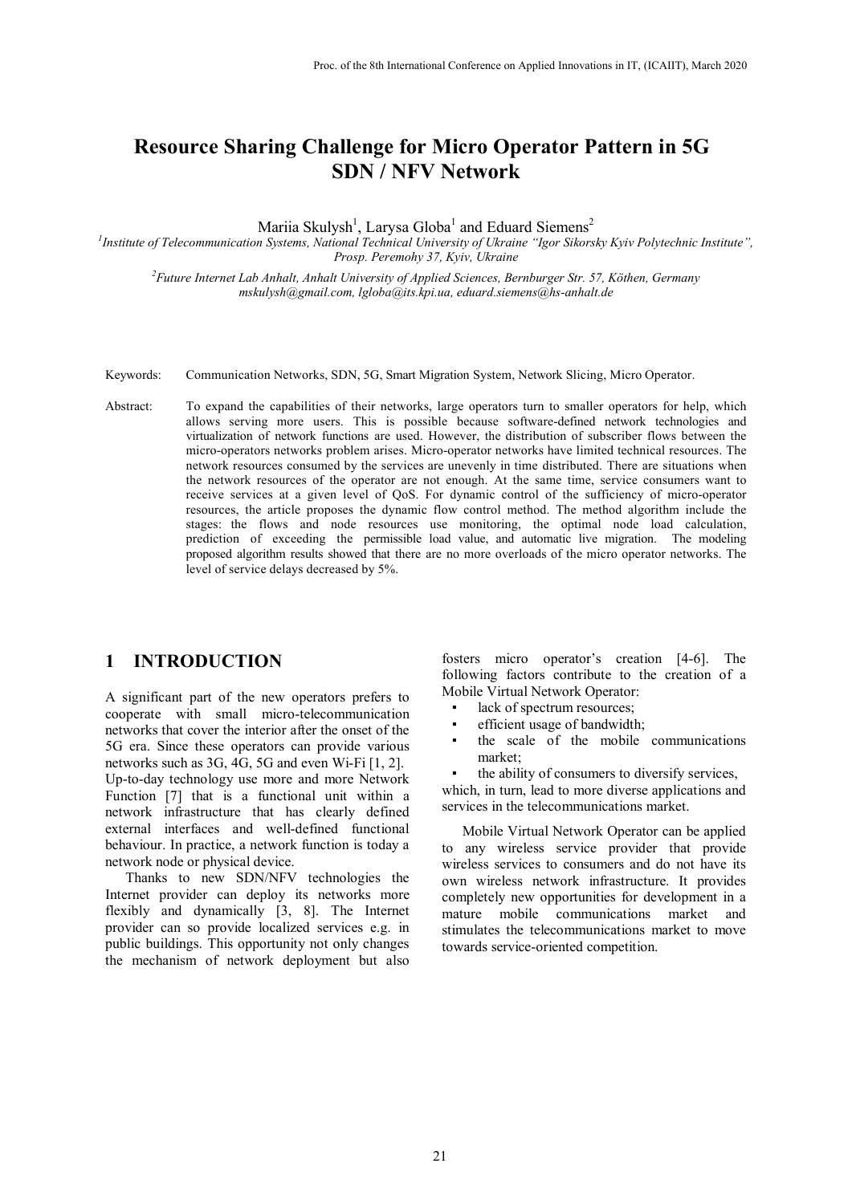# Resource Sharing Challenge for Micro Operator Pattern in 5G SDN / NFV Network

Mariia Skulysh[1], Larysa Globa[1] and Eduard Siemens[2]

[1]*Institute of Telecommunication Systems, National Technical University of Ukraine "Igor Sikorsky Kyiv Polytechnic Institute", Prosp. Peremohy 37, Kyiv, Ukraine*

[2]*Future Internet Lab Anhalt, Anhalt University of Applied Sciences, Bernburger Str. 57, Köthen, Germany*
*mskulysh@gmail.com, lgloba@its.kpi.ua, eduard.siemens@hs-anhalt.de*

Keywords: Communication Networks, SDN, 5G, Smart Migration System, Network Slicing, Micro Operator.

Abstract: To expand the capabilities of their networks, large operators turn to smaller operators for help, which allows serving more users. This is possible because software-defined network technologies and virtualization of network functions are used. However, the distribution of subscriber flows between the micro-operators networks problem arises. Micro-operator networks have limited technical resources. The network resources consumed by the services are unevenly in time distributed. There are situations when the network resources of the operator are not enough. At the same time, service consumers want to receive services at a given level of QoS. For dynamic control of the sufficiency of micro-operator resources, the article proposes the dynamic flow control method. The method algorithm include the stages: the flows and node resources use monitoring, the optimal node load calculation, prediction of exceeding the permissible load value, and automatic live migration. The modeling proposed algorithm results showed that there are no more overloads of the micro operator networks. The level of service delays decreased by 5%.

## 1 INTRODUCTION

A significant part of the new operators prefers to cooperate with small micro-telecommunication networks that cover the interior after the onset of the 5G era. Since these operators can provide various networks such as 3G, 4G, 5G and even Wi-Fi [1, 2]. Up-to-day technology use more and more Network Function [7] that is a functional unit within a network infrastructure that has clearly defined external interfaces and well-defined functional behaviour. In practice, a network function is today a network node or physical device.

Thanks to new SDN/NFV technologies the Internet provider can deploy its networks more flexibly and dynamically [3, 8]. The Internet provider can so provide localized services e.g. in public buildings. This opportunity not only changes the mechanism of network deployment but also fosters micro operator's creation [4-6]. The following factors contribute to the creation of a Mobile Virtual Network Operator:

- lack of spectrum resources;
- efficient usage of bandwidth;
- the scale of the mobile communications market;
- the ability of consumers to diversify services,

which, in turn, lead to more diverse applications and services in the telecommunications market.

Mobile Virtual Network Operator can be applied to any wireless service provider that provide wireless services to consumers and do not have its own wireless network infrastructure. It provides completely new opportunities for development in a mature mobile communications market and stimulates the telecommunications market to move towards service-oriented competition.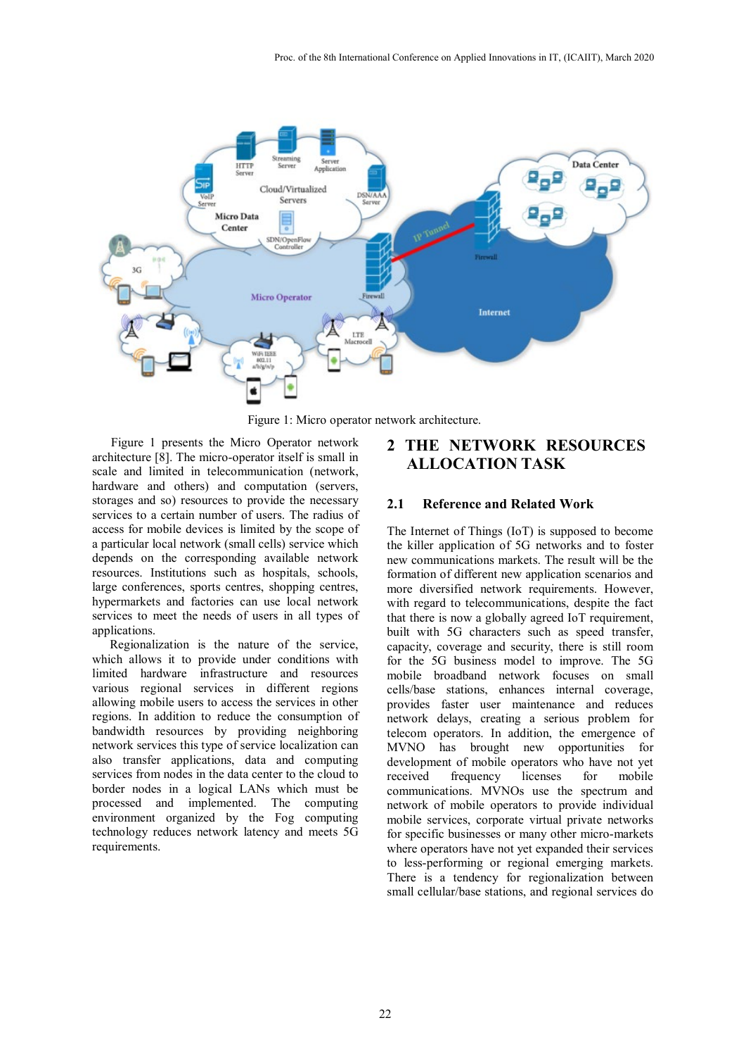Figure 1: Micro operator network architecture.

Figure 1 presents the Micro Operator network architecture [8]. The micro-operator itself is small in scale and limited in telecommunication (network, hardware and others) and computation (servers, storages and so) resources to provide the necessary services to a certain number of users. The radius of access for mobile devices is limited by the scope of a particular local network (small cells) service which depends on the corresponding available network resources. Institutions such as hospitals, schools, large conferences, sports centres, shopping centres, hypermarkets and factories can use local network services to meet the needs of users in all types of applications.

Regionalization is the nature of the service, which allows it to provide under conditions with limited hardware infrastructure and resources various regional services in different regions allowing mobile users to access the services in other regions. In addition to reduce the consumption of bandwidth resources by providing neighboring network services this type of service localization can also transfer applications, data and computing services from nodes in the data center to the cloud to border nodes in a logical LANs which must be processed and implemented. The computing environment organized by the Fog computing technology reduces network latency and meets 5G requirements.

## 2 THE NETWORK RESOURCES ALLOCATION TASK

### 2.1 Reference and Related Work

The Internet of Things (IoT) is supposed to become the killer application of 5G networks and to foster new communications markets. The result will be the formation of different new application scenarios and more diversified network requirements. However, with regard to telecommunications, despite the fact that there is now a globally agreed IoT requirement, built with 5G characters such as speed transfer, capacity, coverage and security, there is still room for the 5G business model to improve. The 5G mobile broadband network focuses on small cells/base stations, enhances internal coverage, provides faster user maintenance and reduces network delays, creating a serious problem for telecom operators. In addition, the emergence of MVNO has brought new opportunities for development of mobile operators who have not yet received frequency licenses for mobile communications. MVNOs use the spectrum and network of mobile operators to provide individual mobile services, corporate virtual private networks for specific businesses or many other micro-markets where operators have not yet expanded their services to less-performing or regional emerging markets. There is a tendency for regionalization between small cellular/base stations, and regional services do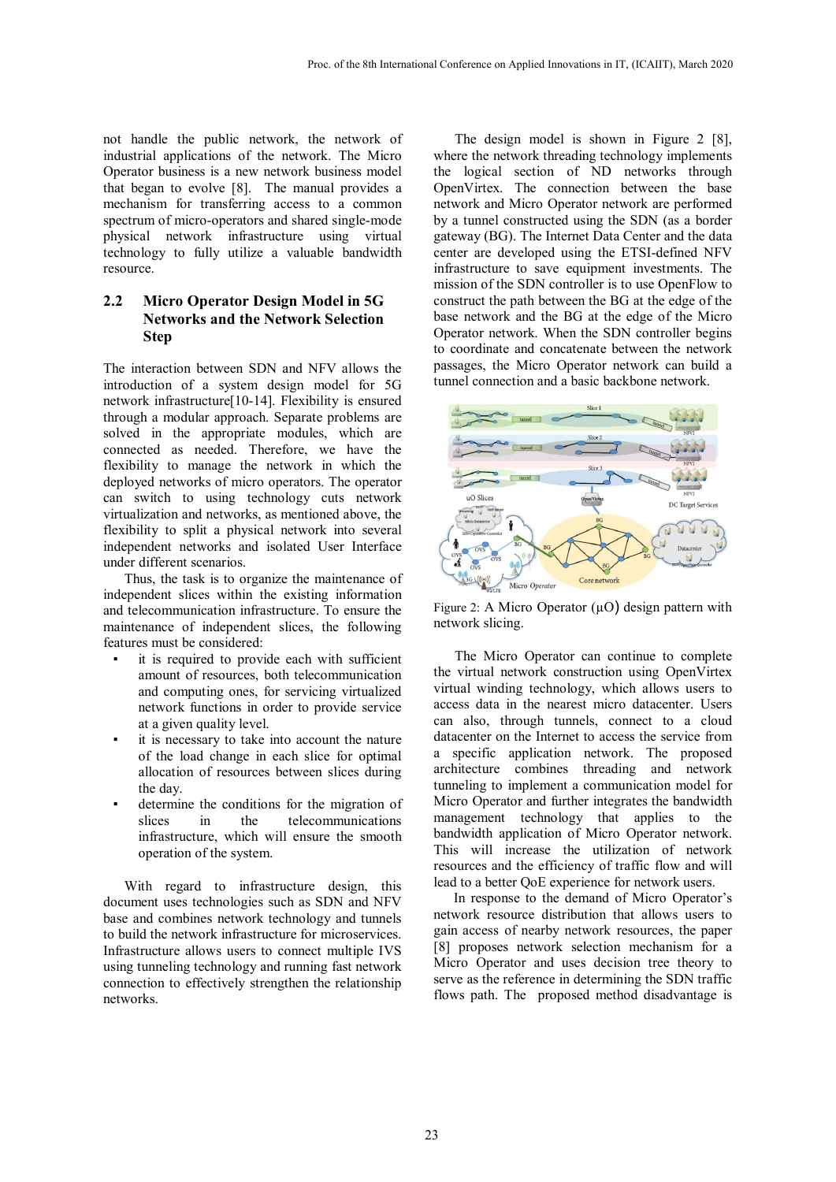not handle the public network, the network of industrial applications of the network. The Micro Operator business is a new network business model that began to evolve [8]. The manual provides a mechanism for transferring access to a common spectrum of micro-operators and shared single-mode physical network infrastructure using virtual technology to fully utilize a valuable bandwidth resource.

## 2.2 Micro Operator Design Model in 5G Networks and the Network Selection Step

The interaction between SDN and NFV allows the introduction of a system design model for 5G network infrastructure[10-14]. Flexibility is ensured through a modular approach. Separate problems are solved in the appropriate modules, which are connected as needed. Therefore, we have the flexibility to manage the network in which the deployed networks of micro operators. The operator can switch to using technology cuts network virtualization and networks, as mentioned above, the flexibility to split a physical network into several independent networks and isolated User Interface under different scenarios.

Thus, the task is to organize the maintenance of independent slices within the existing information and telecommunication infrastructure. To ensure the maintenance of independent slices, the following features must be considered:

- it is required to provide each with sufficient amount of resources, both telecommunication and computing ones, for servicing virtualized network functions in order to provide service at a given quality level.
- it is necessary to take into account the nature of the load change in each slice for optimal allocation of resources between slices during the day.
- determine the conditions for the migration of slices in the telecommunications infrastructure, which will ensure the smooth operation of the system.

With regard to infrastructure design, this document uses technologies such as SDN and NFV base and combines network technology and tunnels to build the network infrastructure for microservices. Infrastructure allows users to connect multiple IVS using tunneling technology and running fast network connection to effectively strengthen the relationship networks.

The design model is shown in Figure 2 [8], where the network threading technology implements the logical section of ND networks through OpenVirtex. The connection between the base network and Micro Operator network are performed by a tunnel constructed using the SDN (as a border gateway (BG). The Internet Data Center and the data center are developed using the ETSI-defined NFV infrastructure to save equipment investments. The mission of the SDN controller is to use OpenFlow to construct the path between the BG at the edge of the base network and the BG at the edge of the Micro Operator network. When the SDN controller begins to coordinate and concatenate between the network passages, the Micro Operator network can build a tunnel connection and a basic backbone network.

Figure 2: A Micro Operator (μO) design pattern with network slicing.

The Micro Operator can continue to complete the virtual network construction using OpenVirtex virtual winding technology, which allows users to access data in the nearest micro datacenter. Users can also, through tunnels, connect to a cloud datacenter on the Internet to access the service from a specific application network. The proposed architecture combines threading and network tunneling to implement a communication model for Micro Operator and further integrates the bandwidth management technology that applies to the bandwidth application of Micro Operator network. This will increase the utilization of network resources and the efficiency of traffic flow and will lead to a better QoE experience for network users.

In response to the demand of Micro Operator's network resource distribution that allows users to gain access of nearby network resources, the paper [8] proposes network selection mechanism for a Micro Operator and uses decision tree theory to serve as the reference in determining the SDN traffic flows path. The proposed method disadvantage is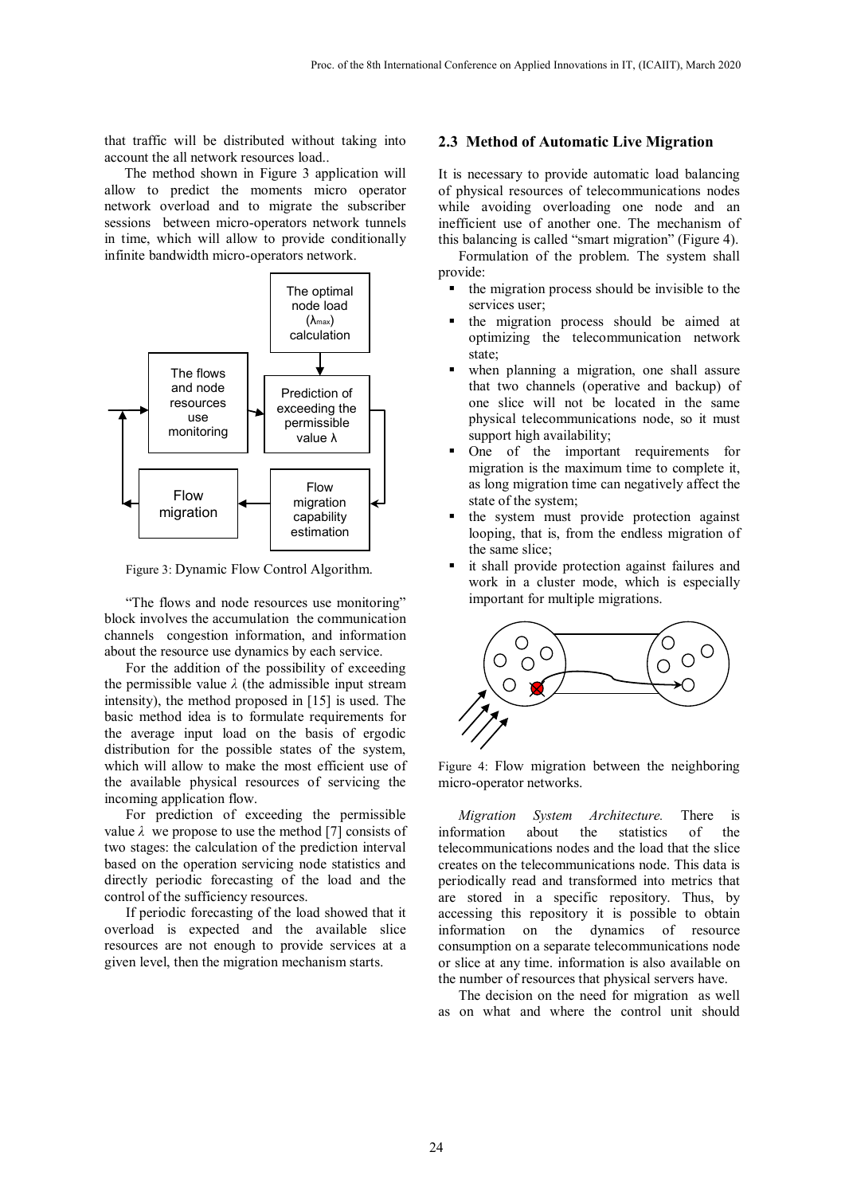that traffic will be distributed without taking into account the all network resources load..

The method shown in Figure 3 application will allow to predict the moments micro operator network overload and to migrate the subscriber sessions between micro-operators network tunnels in time, which will allow to provide conditionally infinite bandwidth micro-operators network.

Figure 3: Dynamic Flow Control Algorithm.

"The flows and node resources use monitoring" block involves the accumulation the communication channels congestion information, and information about the resource use dynamics by each service.

For the addition of the possibility of exceeding the permissible value $\lambda$ (the admissible input stream intensity), the method proposed in [15] is used. The basic method idea is to formulate requirements for the average input load on the basis of ergodic distribution for the possible states of the system, which will allow to make the most efficient use of the available physical resources of servicing the incoming application flow.

For prediction of exceeding the permissible value $\lambda$ we propose to use the method [7] consists of two stages: the calculation of the prediction interval based on the operation servicing node statistics and directly periodic forecasting of the load and the control of the sufficiency resources.

If periodic forecasting of the load showed that it overload is expected and the available slice resources are not enough to provide services at a given level, then the migration mechanism starts.

### 2.3 Method of Automatic Live Migration

It is necessary to provide automatic load balancing of physical resources of telecommunications nodes while avoiding overloading one node and an inefficient use of another one. The mechanism of this balancing is called "smart migration" (Figure 4).

Formulation of the problem. The system shall provide:

- the migration process should be invisible to the services user;
- the migration process should be aimed at optimizing the telecommunication network state;
- when planning a migration, one shall assure that two channels (operative and backup) of one slice will not be located in the same physical telecommunications node, so it must support high availability;
- One of the important requirements for migration is the maximum time to complete it, as long migration time can negatively affect the state of the system;
- the system must provide protection against looping, that is, from the endless migration of the same slice;
- it shall provide protection against failures and work in a cluster mode, which is especially important for multiple migrations.

Figure 4: Flow migration between the neighboring micro-operator networks.

*Migration System Architecture.* There is information about the statistics of the telecommunications nodes and the load that the slice creates on the telecommunications node. This data is periodically read and transformed into metrics that are stored in a specific repository. Thus, by accessing this repository it is possible to obtain information on the dynamics of resource consumption on a separate telecommunications node or slice at any time. information is also available on the number of resources that physical servers have.

The decision on the need for migration as well as on what and where the control unit should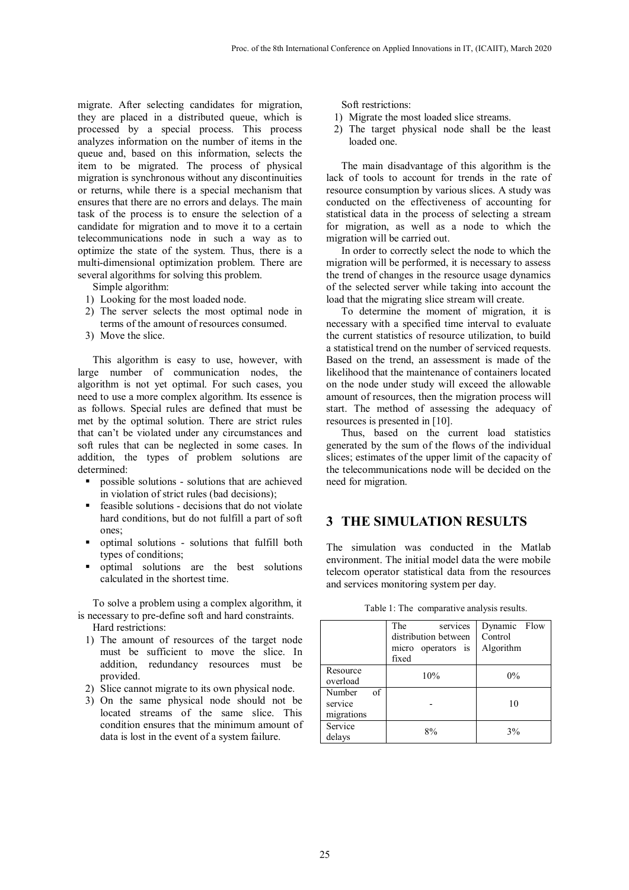migrate. After selecting candidates for migration, they are placed in a distributed queue, which is processed by a special process. This process analyzes information on the number of items in the queue and, based on this information, selects the item to be migrated. The process of physical migration is synchronous without any discontinuities or returns, while there is a special mechanism that ensures that there are no errors and delays. The main task of the process is to ensure the selection of a candidate for migration and to move it to a certain telecommunications node in such a way as to optimize the state of the system. Thus, there is a multi-dimensional optimization problem. There are several algorithms for solving this problem.

Simple algorithm:

1) Looking for the most loaded node.
2) The server selects the most optimal node in terms of the amount of resources consumed.
3) Move the slice.

This algorithm is easy to use, however, with large number of communication nodes, the algorithm is not yet optimal. For such cases, you need to use a more complex algorithm. Its essence is as follows. Special rules are defined that must be met by the optimal solution. There are strict rules that can't be violated under any circumstances and soft rules that can be neglected in some cases. In addition, the types of problem solutions are determined:

- possible solutions - solutions that are achieved in violation of strict rules (bad decisions);
- feasible solutions - decisions that do not violate hard conditions, but do not fulfill a part of soft ones;
- optimal solutions - solutions that fulfill both types of conditions;
- optimal solutions are the best solutions calculated in the shortest time.

To solve a problem using a complex algorithm, it is necessary to pre-define soft and hard constraints.

Hard restrictions:

1) The amount of resources of the target node must be sufficient to move the slice. In addition, redundancy resources must be provided.
2) Slice cannot migrate to its own physical node.
3) On the same physical node should not be located streams of the same slice. This condition ensures that the minimum amount of data is lost in the event of a system failure.

Soft restrictions:

1) Migrate the most loaded slice streams.
2) The target physical node shall be the least loaded one.

The main disadvantage of this algorithm is the lack of tools to account for trends in the rate of resource consumption by various slices. A study was conducted on the effectiveness of accounting for statistical data in the process of selecting a stream for migration, as well as a node to which the migration will be carried out.

In order to correctly select the node to which the migration will be performed, it is necessary to assess the trend of changes in the resource usage dynamics of the selected server while taking into account the load that the migrating slice stream will create.

To determine the moment of migration, it is necessary with a specified time interval to evaluate the current statistics of resource utilization, to build a statistical trend on the number of serviced requests. Based on the trend, an assessment is made of the likelihood that the maintenance of containers located on the node under study will exceed the allowable amount of resources, then the migration process will start. The method of assessing the adequacy of resources is presented in [10].

Thus, based on the current load statistics generated by the sum of the flows of the individual slices; estimates of the upper limit of the capacity of the telecommunications node will be decided on the need for migration.

# 3 THE SIMULATION RESULTS

The simulation was conducted in the Matlab environment. The initial model data the were mobile telecom operator statistical data from the resources and services monitoring system per day.

Table 1: The comparative analysis results.

| | The services distribution between micro operators is fixed | Dynamic Flow Control Algorithm |
|---|---|---|
| Resource overload | 10% | 0% |
| Number of service migrations | - | 10 |
| Service delays | 8% | 3% |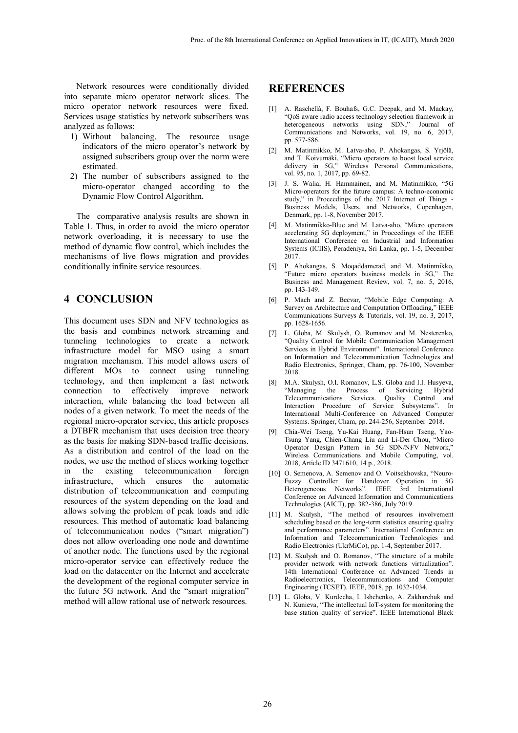Network resources were conditionally divided into separate micro operator network slices. The micro operator network resources were fixed. Services usage statistics by network subscribers was analyzed as follows:

1) Without balancing. The resource usage indicators of the micro operator's network by assigned subscribers group over the norm were estimated.
2) The number of subscribers assigned to the micro-operator changed according to the Dynamic Flow Control Algorithm.

The comparative analysis results are shown in Table 1. Thus, in order to avoid the micro operator network overloading, it is necessary to use the method of dynamic flow control, which includes the mechanisms of live flows migration and provides conditionally infinite service resources.

## 4 CONCLUSION

This document uses SDN and NFV technologies as the basis and combines network streaming and tunneling technologies to create a network infrastructure model for MSO using a smart migration mechanism. This model allows users of different MOs to connect using tunneling technology, and then implement a fast network connection to effectively improve network interaction, while balancing the load between all nodes of a given network. To meet the needs of the regional micro-operator service, this article proposes a DTBFR mechanism that uses decision tree theory as the basis for making SDN-based traffic decisions. As a distribution and control of the load on the nodes, we use the method of slices working together in the existing telecommunication foreign infrastructure, which ensures the automatic distribution of telecommunication and computing resources of the system depending on the load and allows solving the problem of peak loads and idle resources. This method of automatic load balancing of telecommunication nodes ("smart migration") does not allow overloading one node and downtime of another node. The functions used by the regional micro-operator service can effectively reduce the load on the datacenter on the Internet and accelerate the development of the regional computer service in the future 5G network. And the "smart migration" method will allow rational use of network resources.

## REFERENCES

[1] A. Raschellà, F. Bouhafs, G.C. Deepak, and M. Mackay, "QoS aware radio access technology selection framework in heterogeneous networks using SDN," Journal of Communications and Networks, vol. 19, no. 6, 2017, pp. 577-586.

[2] M. Matinmikko, M. Latva-aho, P. Ahokangas, S. Yrjölä, and T. Koivumäki, "Micro operators to boost local service delivery in 5G," Wireless Personal Communications, vol. 95, no. 1, 2017, pp. 69-82.

[3] J. S. Walia, H. Hammainen, and M. Matinmikko, "5G Micro-operators for the future campus: A techno-economic study," in Proceedings of the 2017 Internet of Things - Business Models, Users, and Networks, Copenhagen, Denmark, pp. 1-8, November 2017.

[4] M. Matinmikko-Blue and M. Latva-aho, "Micro operators accelerating 5G deployment," in Proceedings of the IEEE International Conference on Industrial and Information Systems (ICIIS), Peradeniya, Sri Lanka, pp. 1-5, December 2017.

[5] P. Ahokangas, S. Moqaddamerad, and M. Matinmikko, "Future micro operators business models in 5G," The Business and Management Review, vol. 7, no. 5, 2016, pp. 143-149.

[6] P. Mach and Z. Becvar, "Mobile Edge Computing: A Survey on Architecture and Computation Offloading," IEEE Communications Surveys & Tutorials, vol. 19, no. 3, 2017, pp. 1628-1656.

[7] L. Globa, M. Skulysh, O. Romanov and M. Nesterenko, "Quality Control for Mobile Communication Management Services in Hybrid Environment". International Conference on Information and Telecommunication Technologies and Radio Electronics, Springer, Cham, pp. 76-100, November 2018.

[8] M.A. Skulysh, O.I. Romanov, L.S. Globa and I.I. Husyeva, "Managing the Process of Servicing Hybrid Telecommunications Services. Quality Control and Interaction Procedure of Service Subsystems". In International Multi-Conference on Advanced Computer Systems. Springer, Cham, pp. 244-256, September 2018.

[9] Chia-Wei Tseng, Yu-Kai Huang, Fan-Hsun Tseng, Yao-Tsung Yang, Chien-Chang Liu and Li-Der Chou, "Micro Operator Design Pattern in 5G SDN/NFV Network," Wireless Communications and Mobile Computing, vol. 2018, Article ID 3471610, 14 p., 2018.

[10] O. Semenova, A. Semenov and O. Voitsekhovska, "Neuro-Fuzzy Controller for Handover Operation in 5G Heterogeneous Networks". IEEE 3rd International Conference on Advanced Information and Communications Technologies (AICT), pp. 382-386, July 2019.

[11] M. Skulysh, "The method of resources involvement scheduling based on the long-term statistics ensuring quality and performance parameters". International Conference on Information and Telecommunication Technologies and Radio Electronics (UkrMiCo), pp. 1-4, September 2017.

[12] M. Skulysh and O. Romanov, "The structure of a mobile provider network with network functions virtualization". 14th International Conference on Advanced Trends in Radioelecrtronics, Telecommunications and Computer Engineering (TCSET). IEEE, 2018, pp. 1032-1034.

[13] L. Globa, V. Kurdecha, I. Ishchenko, A. Zakharchuk and N. Kunieva, "The intellectual IoT-system for monitoring the base station quality of service". IEEE International Black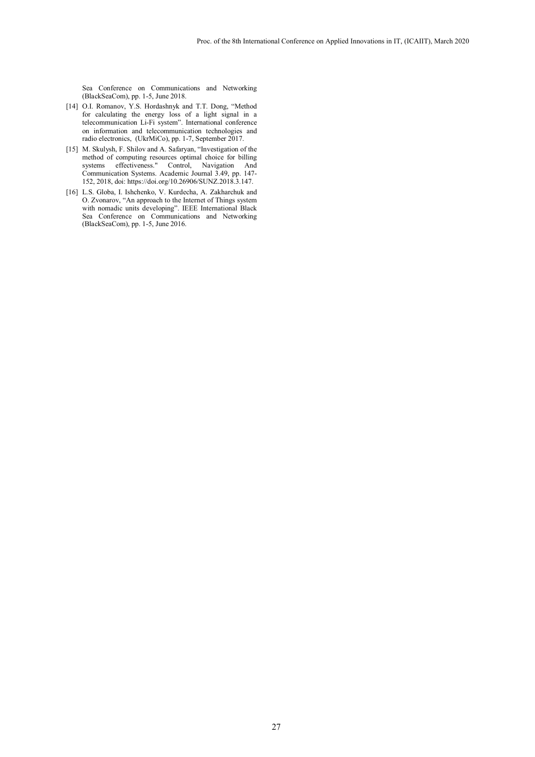Sea Conference on Communications and Networking (BlackSeaCom), pp. 1-5, June 2018.

[14] O.I. Romanov, Y.S. Hordashnyk and T.T. Dong, “Method for calculating the energy loss of a light signal in a telecommunication Li-Fi system”. International conference on information and telecommunication technologies and radio electronics, (UkrMiCo), pp. 1-7, September 2017.

[15] M. Skulysh, F. Shilov and A. Safaryan, “Investigation of the method of computing resources optimal choice for billing systems effectiveness." Control, Navigation And Communication Systems. Academic Journal 3.49, pp. 147-152, 2018, doi: https://doi.org/10.26906/SUNZ.2018.3.147.

[16] L.S. Globa, I. Ishchenko, V. Kurdecha, A. Zakharchuk and O. Zvonarov, “An approach to the Internet of Things system with nomadic units developing”. IEEE International Black Sea Conference on Communications and Networking (BlackSeaCom), pp. 1-5, June 2016.